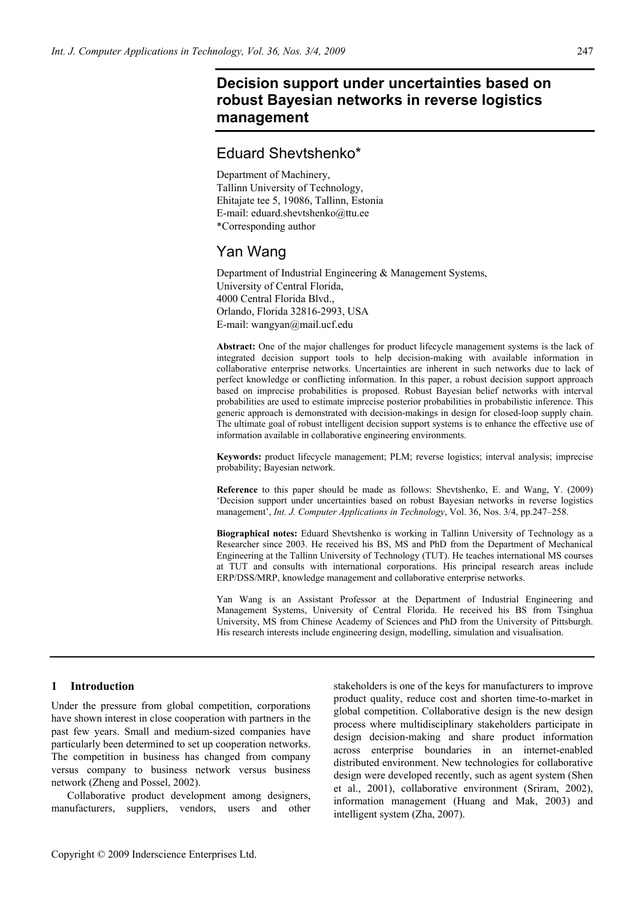# Decision support under uncertainties based on robust Bayesian networks in reverse logistics management

## Eduard Shevtshenko*

Department of Machinery,
Tallinn University of Technology,
Ehitajate tee 5, 19086, Tallinn, Estonia
E-mail: eduard.shevtshenko@ttu.ee
*Corresponding author

## Yan Wang

Department of Industrial Engineering & Management Systems,
University of Central Florida,
4000 Central Florida Blvd.,
Orlando, Florida 32816-2993, USA
E-mail: wangyan@mail.ucf.edu

**Abstract:** One of the major challenges for product lifecycle management systems is the lack of integrated decision support tools to help decision-making with available information in collaborative enterprise networks. Uncertainties are inherent in such networks due to lack of perfect knowledge or conflicting information. In this paper, a robust decision support approach based on imprecise probabilities is proposed. Robust Bayesian belief networks with interval probabilities are used to estimate imprecise posterior probabilities in probabilistic inference. This generic approach is demonstrated with decision-makings in design for closed-loop supply chain. The ultimate goal of robust intelligent decision support systems is to enhance the effective use of information available in collaborative engineering environments.

**Keywords:** product lifecycle management; PLM; reverse logistics; interval analysis; imprecise probability; Bayesian network.

**Reference** to this paper should be made as follows: Shevtshenko, E. and Wang, Y. (2009) 'Decision support under uncertainties based on robust Bayesian networks in reverse logistics management', *Int. J. Computer Applications in Technology*, Vol. 36, Nos. 3/4, pp.247–258.

**Biographical notes:** Eduard Shevtshenko is working in Tallinn University of Technology as a Researcher since 2003. He received his BS, MS and PhD from the Department of Mechanical Engineering at the Tallinn University of Technology (TUT). He teaches international MS courses at TUT and consults with international corporations. His principal research areas include ERP/DSS/MRP, knowledge management and collaborative enterprise networks.

Yan Wang is an Assistant Professor at the Department of Industrial Engineering and Management Systems, University of Central Florida. He received his BS from Tsinghua University, MS from Chinese Academy of Sciences and PhD from the University of Pittsburgh. His research interests include engineering design, modelling, simulation and visualisation.

## 1 Introduction

Under the pressure from global competition, corporations have shown interest in close cooperation with partners in the past few years. Small and medium-sized companies have particularly been determined to set up cooperation networks. The competition in business has changed from company versus company to business network versus business network (Zheng and Possel, 2002).

Collaborative product development among designers, manufacturers, suppliers, vendors, users and other stakeholders is one of the keys for manufacturers to improve product quality, reduce cost and shorten time-to-market in global competition. Collaborative design is the new design process where multidisciplinary stakeholders participate in design decision-making and share product information across enterprise boundaries in an internet-enabled distributed environment. New technologies for collaborative design were developed recently, such as agent system (Shen et al., 2001), collaborative environment (Sriram, 2002), information management (Huang and Mak, 2003) and intelligent system (Zha, 2007).

Copyright © 2009 Inderscience Enterprises Ltd.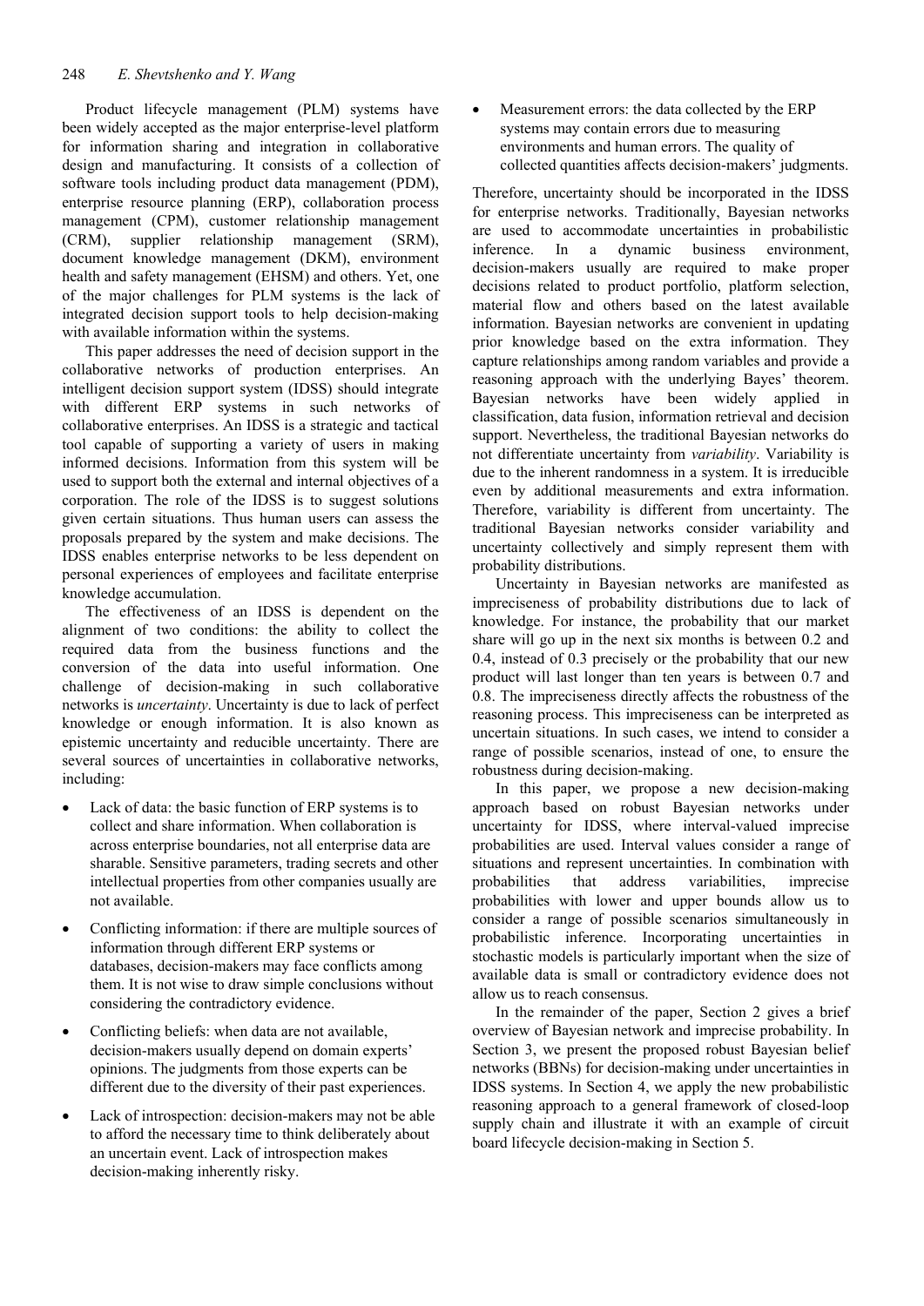Product lifecycle management (PLM) systems have been widely accepted as the major enterprise-level platform for information sharing and integration in collaborative design and manufacturing. It consists of a collection of software tools including product data management (PDM), enterprise resource planning (ERP), collaboration process management (CPM), customer relationship management (CRM), supplier relationship management (SRM), document knowledge management (DKM), environment health and safety management (EHSM) and others. Yet, one of the major challenges for PLM systems is the lack of integrated decision support tools to help decision-making with available information within the systems.

This paper addresses the need of decision support in the collaborative networks of production enterprises. An intelligent decision support system (IDSS) should integrate with different ERP systems in such networks of collaborative enterprises. An IDSS is a strategic and tactical tool capable of supporting a variety of users in making informed decisions. Information from this system will be used to support both the external and internal objectives of a corporation. The role of the IDSS is to suggest solutions given certain situations. Thus human users can assess the proposals prepared by the system and make decisions. The IDSS enables enterprise networks to be less dependent on personal experiences of employees and facilitate enterprise knowledge accumulation.

The effectiveness of an IDSS is dependent on the alignment of two conditions: the ability to collect the required data from the business functions and the conversion of the data into useful information. One challenge of decision-making in such collaborative networks is *uncertainty*. Uncertainty is due to lack of perfect knowledge or enough information. It is also known as epistemic uncertainty and reducible uncertainty. There are several sources of uncertainties in collaborative networks, including:

- Lack of data: the basic function of ERP systems is to collect and share information. When collaboration is across enterprise boundaries, not all enterprise data are sharable. Sensitive parameters, trading secrets and other intellectual properties from other companies usually are not available.
- Conflicting information: if there are multiple sources of information through different ERP systems or databases, decision-makers may face conflicts among them. It is not wise to draw simple conclusions without considering the contradictory evidence.
- Conflicting beliefs: when data are not available, decision-makers usually depend on domain experts' opinions. The judgments from those experts can be different due to the diversity of their past experiences.
- Lack of introspection: decision-makers may not be able to afford the necessary time to think deliberately about an uncertain event. Lack of introspection makes decision-making inherently risky.
- Measurement errors: the data collected by the ERP systems may contain errors due to measuring environments and human errors. The quality of collected quantities affects decision-makers' judgments.

Therefore, uncertainty should be incorporated in the IDSS for enterprise networks. Traditionally, Bayesian networks are used to accommodate uncertainties in probabilistic inference. In a dynamic business environment, decision-makers usually are required to make proper decisions related to product portfolio, platform selection, material flow and others based on the latest available information. Bayesian networks are convenient in updating prior knowledge based on the extra information. They capture relationships among random variables and provide a reasoning approach with the underlying Bayes' theorem. Bayesian networks have been widely applied in classification, data fusion, information retrieval and decision support. Nevertheless, the traditional Bayesian networks do not differentiate uncertainty from *variability*. Variability is due to the inherent randomness in a system. It is irreducible even by additional measurements and extra information. Therefore, variability is different from uncertainty. The traditional Bayesian networks consider variability and uncertainty collectively and simply represent them with probability distributions.

Uncertainty in Bayesian networks are manifested as impreciseness of probability distributions due to lack of knowledge. For instance, the probability that our market share will go up in the next six months is between 0.2 and 0.4, instead of 0.3 precisely or the probability that our new product will last longer than ten years is between 0.7 and 0.8. The impreciseness directly affects the robustness of the reasoning process. This impreciseness can be interpreted as uncertain situations. In such cases, we intend to consider a range of possible scenarios, instead of one, to ensure the robustness during decision-making.

In this paper, we propose a new decision-making approach based on robust Bayesian networks under uncertainty for IDSS, where interval-valued imprecise probabilities are used. Interval values consider a range of situations and represent uncertainties. In combination with probabilities that address variabilities, imprecise probabilities with lower and upper bounds allow us to consider a range of possible scenarios simultaneously in probabilistic inference. Incorporating uncertainties in stochastic models is particularly important when the size of available data is small or contradictory evidence does not allow us to reach consensus.

In the remainder of the paper, Section 2 gives a brief overview of Bayesian network and imprecise probability. In Section 3, we present the proposed robust Bayesian belief networks (BBNs) for decision-making under uncertainties in IDSS systems. In Section 4, we apply the new probabilistic reasoning approach to a general framework of closed-loop supply chain and illustrate it with an example of circuit board lifecycle decision-making in Section 5.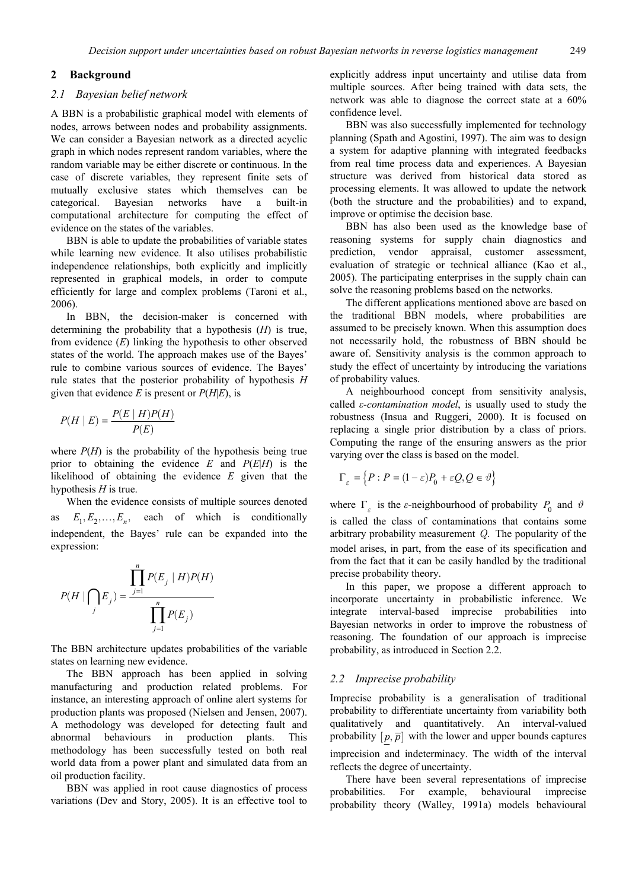## 2 Background

### 2.1 Bayesian belief network

A BBN is a probabilistic graphical model with elements of nodes, arrows between nodes and probability assignments. We can consider a Bayesian network as a directed acyclic graph in which nodes represent random variables, where the random variable may be either discrete or continuous. In the case of discrete variables, they represent finite sets of mutually exclusive states which themselves can be categorical. Bayesian networks have a built-in computational architecture for computing the effect of evidence on the states of the variables.

BBN is able to update the probabilities of variable states while learning new evidence. It also utilises probabilistic independence relationships, both explicitly and implicitly represented in graphical models, in order to compute efficiently for large and complex problems (Taroni et al., 2006).

In BBN, the decision-maker is concerned with determining the probability that a hypothesis ($H$) is true, from evidence ($E$) linking the hypothesis to other observed states of the world. The approach makes use of the Bayes' rule to combine various sources of evidence. The Bayes' rule states that the posterior probability of hypothesis $H$ given that evidence $E$ is present or $P(H|E)$, is

$$P(H \mid E) = \frac{P(E \mid H)P(H)}{P(E)}$$

where $P(H)$ is the probability of the hypothesis being true prior to obtaining the evidence $E$ and $P(E|H)$ is the likelihood of obtaining the evidence $E$ given that the hypothesis $H$ is true.

When the evidence consists of multiple sources denoted as $E_1, E_2, \ldots, E_n$, each of which is conditionally independent, the Bayes' rule can be expanded into the expression:

$$P(H \mid \bigcap_j E_j) = \frac{\prod_{j=1}^{n} P(E_j \mid H)P(H)}{\prod_{j=1}^{n} P(E_j)}$$

The BBN architecture updates probabilities of the variable states on learning new evidence.

The BBN approach has been applied in solving manufacturing and production related problems. For instance, an interesting approach of online alert systems for production plants was proposed (Nielsen and Jensen, 2007). A methodology was developed for detecting fault and abnormal behaviours in production plants. This methodology has been successfully tested on both real world data from a power plant and simulated data from an oil production facility.

BBN was applied in root cause diagnostics of process variations (Dev and Story, 2005). It is an effective tool to explicitly address input uncertainty and utilise data from multiple sources. After being trained with data sets, the network was able to diagnose the correct state at a 60% confidence level.

BBN was also successfully implemented for technology planning (Spath and Agostini, 1997). The aim was to design a system for adaptive planning with integrated feedbacks from real time process data and experiences. A Bayesian structure was derived from historical data stored as processing elements. It was allowed to update the network (both the structure and the probabilities) and to expand, improve or optimise the decision base.

BBN has also been used as the knowledge base of reasoning systems for supply chain diagnostics and prediction, vendor appraisal, customer assessment, evaluation of strategic or technical alliance (Kao et al., 2005). The participating enterprises in the supply chain can solve the reasoning problems based on the networks.

The different applications mentioned above are based on the traditional BBN models, where probabilities are assumed to be precisely known. When this assumption does not necessarily hold, the robustness of BBN should be aware of. Sensitivity analysis is the common approach to study the effect of uncertainty by introducing the variations of probability values.

A neighbourhood concept from sensitivity analysis, called *ε-contamination model*, is usually used to study the robustness (Insua and Ruggeri, 2000). It is focused on replacing a single prior distribution by a class of priors. Computing the range of the ensuring answers as the prior varying over the class is based on the model.

$$\Gamma_\varepsilon = \left\{ P : P = (1-\varepsilon)P_0 + \varepsilon Q, Q \in \vartheta \right\}$$

where $\Gamma_\varepsilon$ is the *ε*-neighbourhood of probability $P_0$ and $\vartheta$ is called the class of contaminations that contains some arbitrary probability measurement $Q$. The popularity of the model arises, in part, from the ease of its specification and from the fact that it can be easily handled by the traditional precise probability theory.

In this paper, we propose a different approach to incorporate uncertainty in probabilistic inference. We integrate interval-based imprecise probabilities into Bayesian networks in order to improve the robustness of reasoning. The foundation of our approach is imprecise probability, as introduced in Section 2.2.

### 2.2 Imprecise probability

Imprecise probability is a generalisation of traditional probability to differentiate uncertainty from variability both qualitatively and quantitatively. An interval-valued probability $[\underline{p}, \overline{p}]$ with the lower and upper bounds captures imprecision and indeterminacy. The width of the interval reflects the degree of uncertainty.

There have been several representations of imprecise probabilities. For example, behavioural imprecise probability theory (Walley, 1991a) models behavioural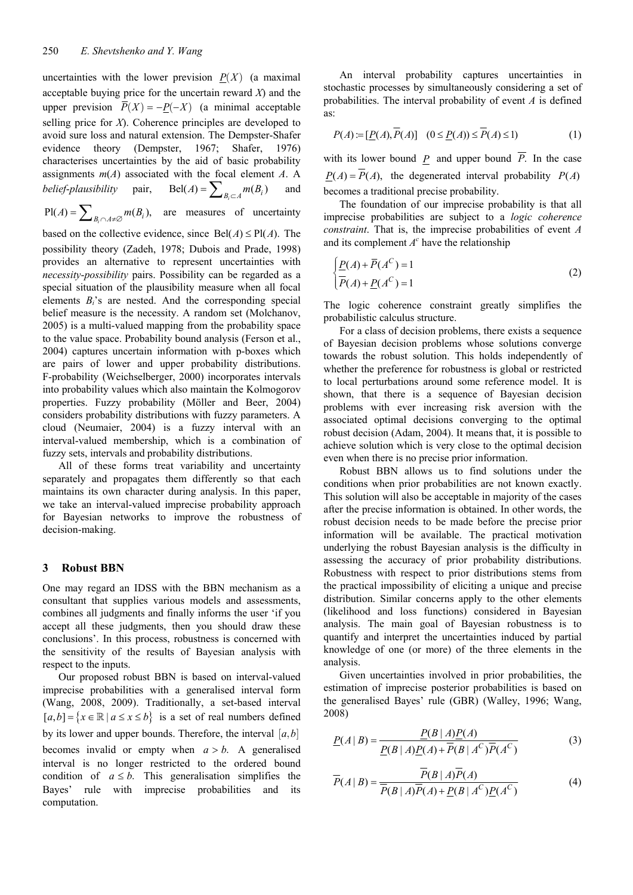uncertainties with the lower prevision $\underline{P}(X)$ (a maximal acceptable buying price for the uncertain reward $X$) and the upper prevision $\overline{P}(X) = -\underline{P}(-X)$ (a minimal acceptable selling price for $X$). Coherence principles are developed to avoid sure loss and natural extension. The Dempster-Shafer evidence theory (Dempster, 1967; Shafer, 1976) characterises uncertainties by the aid of basic probability assignments $m(A)$ associated with the focal element $A$. A *belief-plausibility* pair, $\text{Bel}(A) = \sum_{B_i \subset A} m(B_i)$ and $\text{Pl}(A) = \sum_{B_i \cap A \neq \varnothing} m(B_i)$, are measures of uncertainty based on the collective evidence, since $\text{Bel}(A) \leq \text{Pl}(A)$. The possibility theory (Zadeh, 1978; Dubois and Prade, 1998) provides an alternative to represent uncertainties with *necessity-possibility* pairs. Possibility can be regarded as a special situation of the plausibility measure when all focal elements $B_i$'s are nested. And the corresponding special belief measure is the necessity. A random set (Molchanov, 2005) is a multi-valued mapping from the probability space to the value space. Probability bound analysis (Ferson et al., 2004) captures uncertain information with p-boxes which are pairs of lower and upper probability distributions. F-probability (Weichselberger, 2000) incorporates intervals into probability values which also maintain the Kolmogorov properties. Fuzzy probability (Möller and Beer, 2004) considers probability distributions with fuzzy parameters. A cloud (Neumaier, 2004) is a fuzzy interval with an interval-valued membership, which is a combination of fuzzy sets, intervals and probability distributions.

All of these forms treat variability and uncertainty separately and propagates them differently so that each maintains its own character during analysis. In this paper, we take an interval-valued imprecise probability approach for Bayesian networks to improve the robustness of decision-making.

## 3 Robust BBN

One may regard an IDSS with the BBN mechanism as a consultant that supplies various models and assessments, combines all judgments and finally informs the user 'if you accept all these judgments, then you should draw these conclusions'. In this process, robustness is concerned with the sensitivity of the results of Bayesian analysis with respect to the inputs.

Our proposed robust BBN is based on interval-valued imprecise probabilities with a generalised interval form (Wang, 2008, 2009). Traditionally, a set-based interval $[a,b] = \{x \in \mathbb{R} \mid a \leq x \leq b\}$ is a set of real numbers defined by its lower and upper bounds. Therefore, the interval $[a,b]$ becomes invalid or empty when $a > b$. A generalised interval is no longer restricted to the ordered bound condition of $a \leq b$. This generalisation simplifies the Bayes' rule with imprecise probabilities and its computation.

An interval probability captures uncertainties in stochastic processes by simultaneously considering a set of probabilities. The interval probability of event $A$ is defined as:

$$P(A) := [\underline{P}(A), \overline{P}(A)] \quad (0 \leq \underline{P}(A)) \leq \overline{P}(A) \leq 1) \tag{1}$$

with its lower bound $\underline{P}$ and upper bound $\overline{P}$. In the case $\underline{P}(A) = \overline{P}(A)$, the degenerated interval probability $P(A)$ becomes a traditional precise probability.

The foundation of our imprecise probability is that all imprecise probabilities are subject to a *logic coherence constraint*. That is, the imprecise probabilities of event $A$ and its complement $A^c$ have the relationship

$$\begin{cases} \underline{P}(A) + \overline{P}(A^C) = 1 \\ \overline{P}(A) + \underline{P}(A^C) = 1 \end{cases} \tag{2}$$

The logic coherence constraint greatly simplifies the probabilistic calculus structure.

For a class of decision problems, there exists a sequence of Bayesian decision problems whose solutions converge towards the robust solution. This holds independently of whether the preference for robustness is global or restricted to local perturbations around some reference model. It is shown, that there is a sequence of Bayesian decision problems with ever increasing risk aversion with the associated optimal decisions converging to the optimal robust decision (Adam, 2004). It means that, it is possible to achieve solution which is very close to the optimal decision even when there is no precise prior information.

Robust BBN allows us to find solutions under the conditions when prior probabilities are not known exactly. This solution will also be acceptable in majority of the cases after the precise information is obtained. In other words, the robust decision needs to be made before the precise prior information will be available. The practical motivation underlying the robust Bayesian analysis is the difficulty in assessing the accuracy of prior probability distributions. Robustness with respect to prior distributions stems from the practical impossibility of eliciting a unique and precise distribution. Similar concerns apply to the other elements (likelihood and loss functions) considered in Bayesian analysis. The main goal of Bayesian robustness is to quantify and interpret the uncertainties induced by partial knowledge of one (or more) of the three elements in the analysis.

Given uncertainties involved in prior probabilities, the estimation of imprecise posterior probabilities is based on the generalised Bayes' rule (GBR) (Walley, 1996; Wang, 2008)

$$\underline{P}(A \mid B) = \frac{\underline{P}(B \mid A)\underline{P}(A)}{\underline{P}(B \mid A)\underline{P}(A) + \overline{P}(B \mid A^C)\overline{P}(A^C)} \tag{3}$$

$$\overline{P}(A \mid B) = \frac{\overline{P}(B \mid A)\overline{P}(A)}{\overline{P}(B \mid A)\overline{P}(A) + \underline{P}(B \mid A^C)\underline{P}(A^C)} \tag{4}$$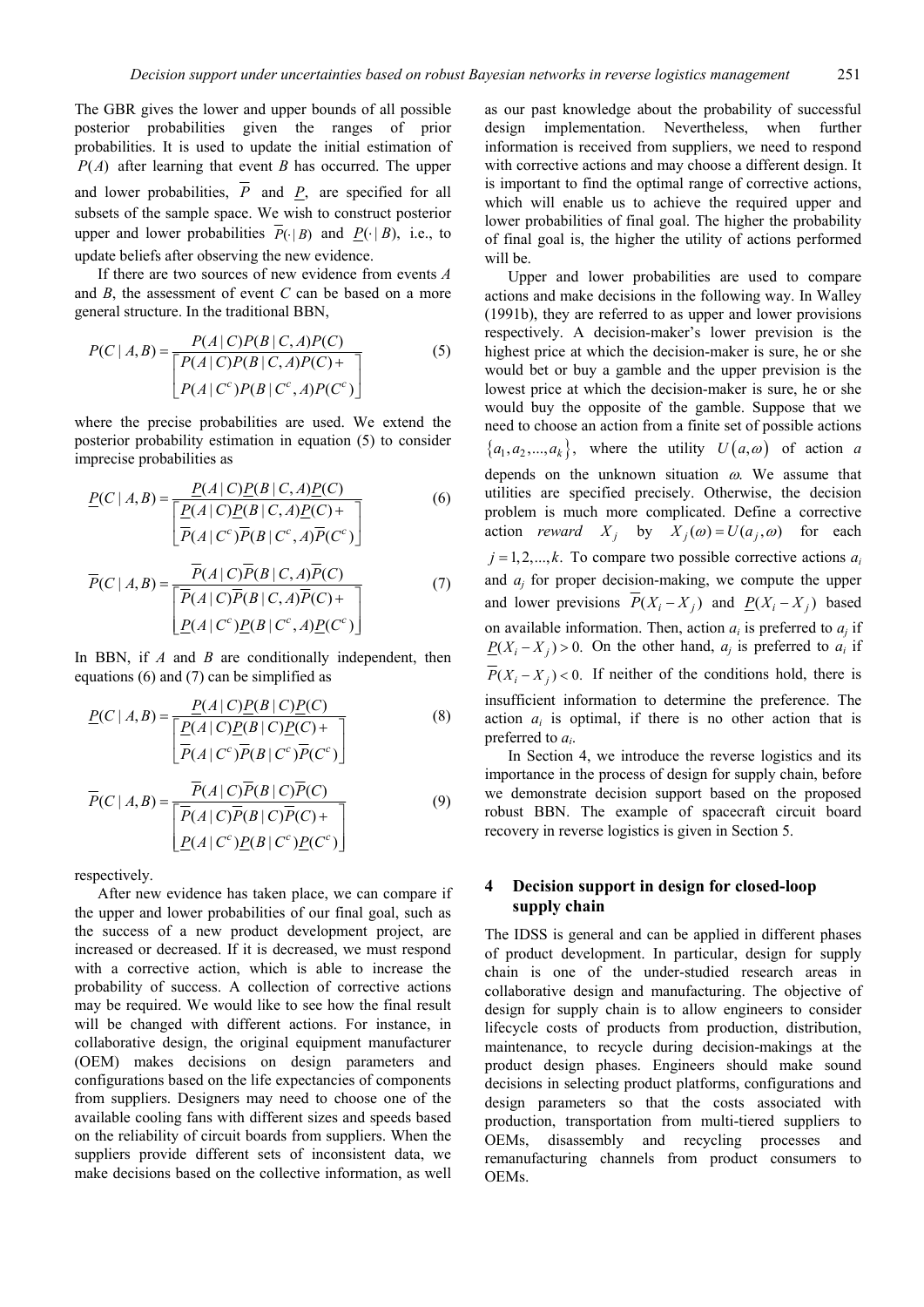The GBR gives the lower and upper bounds of all possible posterior probabilities given the ranges of prior probabilities. It is used to update the initial estimation of $P(A)$ after learning that event $B$ has occurred. The upper and lower probabilities, $\overline{P}$ and $\underline{P}$, are specified for all subsets of the sample space. We wish to construct posterior upper and lower probabilities $\overline{P}(\cdot \mid B)$ and $\underline{P}(\cdot \mid B)$, i.e., to update beliefs after observing the new evidence.

If there are two sources of new evidence from events $A$ and $B$, the assessment of event $C$ can be based on a more general structure. In the traditional BBN,

$$P(C \mid A,B) = \frac{P(A \mid C)P(B \mid C,A)P(C)}{\begin{bmatrix} P(A \mid C)P(B \mid C,A)P(C) + \\ P(A \mid C^c)P(B \mid C^c,A)P(C^c) \end{bmatrix}} \tag{5}$$

where the precise probabilities are used. We extend the posterior probability estimation in equation (5) to consider imprecise probabilities as

$$\underline{P}(C \mid A,B) = \frac{\underline{P}(A \mid C)\underline{P}(B \mid C,A)\underline{P}(C)}{\begin{bmatrix} \underline{P}(A \mid C)\underline{P}(B \mid C,A)\underline{P}(C) + \\ \overline{P}(A \mid C^c)\overline{P}(B \mid C^c,A)\overline{P}(C^c) \end{bmatrix}} \tag{6}$$

$$\overline{P}(C \mid A,B) = \frac{\overline{P}(A \mid C)\overline{P}(B \mid C,A)\overline{P}(C)}{\begin{bmatrix} \overline{P}(A \mid C)\overline{P}(B \mid C,A)\overline{P}(C) + \\ \underline{P}(A \mid C^c)\underline{P}(B \mid C^c,A)\underline{P}(C^c) \end{bmatrix}} \tag{7}$$

In BBN, if $A$ and $B$ are conditionally independent, then equations (6) and (7) can be simplified as

$$\underline{P}(C \mid A,B) = \frac{\underline{P}(A \mid C)\underline{P}(B \mid C)\underline{P}(C)}{\begin{bmatrix} \underline{P}(A \mid C)\underline{P}(B \mid C)\underline{P}(C) + \\ \overline{P}(A \mid C^c)\overline{P}(B \mid C^c)\overline{P}(C^c) \end{bmatrix}} \tag{8}$$

$$\overline{P}(C \mid A,B) = \frac{\overline{P}(A \mid C)\overline{P}(B \mid C)\overline{P}(C)}{\begin{bmatrix} \overline{P}(A \mid C)\overline{P}(B \mid C)\overline{P}(C) + \\ \underline{P}(A \mid C^c)\underline{P}(B \mid C^c)\underline{P}(C^c) \end{bmatrix}} \tag{9}$$

respectively.

After new evidence has taken place, we can compare if the upper and lower probabilities of our final goal, such as the success of a new product development project, are increased or decreased. If it is decreased, we must respond with a corrective action, which is able to increase the probability of success. A collection of corrective actions may be required. We would like to see how the final result will be changed with different actions. For instance, in collaborative design, the original equipment manufacturer (OEM) makes decisions on design parameters and configurations based on the life expectancies of components from suppliers. Designers may need to choose one of the available cooling fans with different sizes and speeds based on the reliability of circuit boards from suppliers. When the suppliers provide different sets of inconsistent data, we make decisions based on the collective information, as well as our past knowledge about the probability of successful design implementation. Nevertheless, when further information is received from suppliers, we need to respond with corrective actions and may choose a different design. It is important to find the optimal range of corrective actions, which will enable us to achieve the required upper and lower probabilities of final goal. The higher the probability of final goal is, the higher the utility of actions performed will be.

Upper and lower probabilities are used to compare actions and make decisions in the following way. In Walley (1991b), they are referred to as upper and lower previsions respectively. A decision-maker's lower prevision is the highest price at which the decision-maker is sure, he or she would bet or buy a gamble and the upper prevision is the lowest price at which the decision-maker is sure, he or she would buy the opposite of the gamble. Suppose that we need to choose an action from a finite set of possible actions $\{a_1, a_2, ..., a_k\}$, where the utility $U(a,\omega)$ of action $a$ depends on the unknown situation $\omega$. We assume that utilities are specified precisely. Otherwise, the decision problem is much more complicated. Define a corrective action *reward* $X_j$ by $X_j(\omega) = U(a_j, \omega)$ for each $j = 1, 2, ..., k$. To compare two possible corrective actions $a_i$ and $a_j$ for proper decision-making, we compute the upper and lower previsions $\overline{P}(X_i - X_j)$ and $\underline{P}(X_i - X_j)$ based on available information. Then, action $a_i$ is preferred to $a_j$ if $\underline{P}(X_i - X_j) > 0$. On the other hand, $a_j$ is preferred to $a_i$ if $\overline{P}(X_i - X_j) < 0$. If neither of the conditions hold, there is insufficient information to determine the preference. The action $a_i$ is optimal, if there is no other action that is preferred to $a_i$.

In Section 4, we introduce the reverse logistics and its importance in the process of design for supply chain, before we demonstrate decision support based on the proposed robust BBN. The example of spacecraft circuit board recovery in reverse logistics is given in Section 5.

## 4 Decision support in design for closed-loop supply chain

The IDSS is general and can be applied in different phases of product development. In particular, design for supply chain is one of the under-studied research areas in collaborative design and manufacturing. The objective of design for supply chain is to allow engineers to consider lifecycle costs of products from production, distribution, maintenance, to recycle during decision-makings at the product design phases. Engineers should make sound decisions in selecting product platforms, configurations and design parameters so that the costs associated with production, transportation from multi-tiered suppliers to OEMs, disassembly and recycling processes and remanufacturing channels from product consumers to OEMs.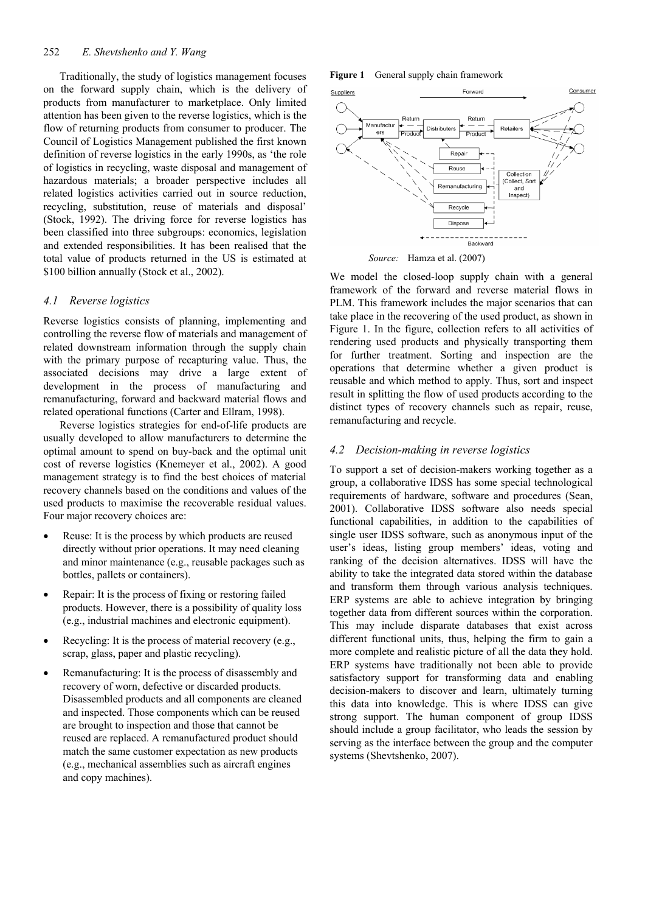Traditionally, the study of logistics management focuses on the forward supply chain, which is the delivery of products from manufacturer to marketplace. Only limited attention has been given to the reverse logistics, which is the flow of returning products from consumer to producer. The Council of Logistics Management published the first known definition of reverse logistics in the early 1990s, as 'the role of logistics in recycling, waste disposal and management of hazardous materials; a broader perspective includes all related logistics activities carried out in source reduction, recycling, substitution, reuse of materials and disposal' (Stock, 1992). The driving force for reverse logistics has been classified into three subgroups: economics, legislation and extended responsibilities. It has been realised that the total value of products returned in the US is estimated at $100 billion annually (Stock et al., 2002).

### 4.1 Reverse logistics

Reverse logistics consists of planning, implementing and controlling the reverse flow of materials and management of related downstream information through the supply chain with the primary purpose of recapturing value. Thus, the associated decisions may drive a large extent of development in the process of manufacturing and remanufacturing, forward and backward material flows and related operational functions (Carter and Ellram, 1998).

Reverse logistics strategies for end-of-life products are usually developed to allow manufacturers to determine the optimal amount to spend on buy-back and the optimal unit cost of reverse logistics (Knemeyer et al., 2002). A good management strategy is to find the best choices of material recovery channels based on the conditions and values of the used products to maximise the recoverable residual values. Four major recovery choices are:

- Reuse: It is the process by which products are reused directly without prior operations. It may need cleaning and minor maintenance (e.g., reusable packages such as bottles, pallets or containers).
- Repair: It is the process of fixing or restoring failed products. However, there is a possibility of quality loss (e.g., industrial machines and electronic equipment).
- Recycling: It is the process of material recovery (e.g., scrap, glass, paper and plastic recycling).
- Remanufacturing: It is the process of disassembly and recovery of worn, defective or discarded products. Disassembled products and all components are cleaned and inspected. Those components which can be reused are brought to inspection and those that cannot be reused are replaced. A remanufactured product should match the same customer expectation as new products (e.g., mechanical assemblies such as aircraft engines and copy machines).

**Figure 1** General supply chain framework

*Source:* Hamza et al. (2007)

We model the closed-loop supply chain with a general framework of the forward and reverse material flows in PLM. This framework includes the major scenarios that can take place in the recovering of the used product, as shown in Figure 1. In the figure, collection refers to all activities of rendering used products and physically transporting them for further treatment. Sorting and inspection are the operations that determine whether a given product is reusable and which method to apply. Thus, sort and inspect result in splitting the flow of used products according to the distinct types of recovery channels such as repair, reuse, remanufacturing and recycle.

### 4.2 Decision-making in reverse logistics

To support a set of decision-makers working together as a group, a collaborative IDSS has some special technological requirements of hardware, software and procedures (Sean, 2001). Collaborative IDSS software also needs special functional capabilities, in addition to the capabilities of single user IDSS software, such as anonymous input of the user's ideas, listing group members' ideas, voting and ranking of the decision alternatives. IDSS will have the ability to take the integrated data stored within the database and transform them through various analysis techniques. ERP systems are able to achieve integration by bringing together data from different sources within the corporation. This may include disparate databases that exist across different functional units, thus, helping the firm to gain a more complete and realistic picture of all the data they hold. ERP systems have traditionally not been able to provide satisfactory support for transforming data and enabling decision-makers to discover and learn, ultimately turning this data into knowledge. This is where IDSS can give strong support. The human component of group IDSS should include a group facilitator, who leads the session by serving as the interface between the group and the computer systems (Shevtshenko, 2007).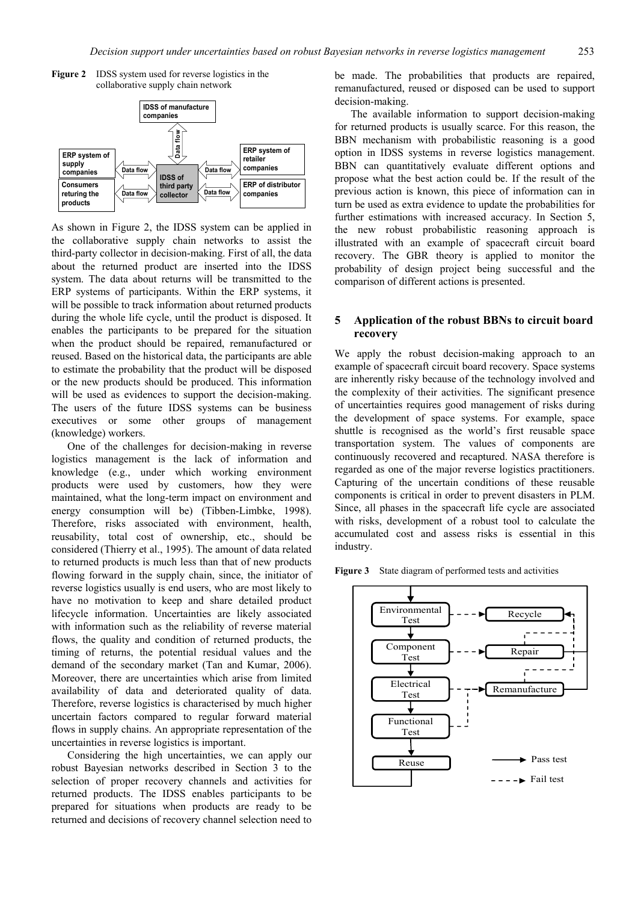**Figure 2** IDSS system used for reverse logistics in the collaborative supply chain network

As shown in Figure 2, the IDSS system can be applied in the collaborative supply chain networks to assist the third-party collector in decision-making. First of all, the data about the returned product are inserted into the IDSS system. The data about returns will be transmitted to the ERP systems of participants. Within the ERP systems, it will be possible to track information about returned products during the whole life cycle, until the product is disposed. It enables the participants to be prepared for the situation when the product should be repaired, remanufactured or reused. Based on the historical data, the participants are able to estimate the probability that the product will be disposed or the new products should be produced. This information will be used as evidences to support the decision-making. The users of the future IDSS systems can be business executives or some other groups of management (knowledge) workers.

One of the challenges for decision-making in reverse logistics management is the lack of information and knowledge (e.g., under which working environment products were used by customers, how they were maintained, what the long-term impact on environment and energy consumption will be) (Tibben-Limbke, 1998). Therefore, risks associated with environment, health, reusability, total cost of ownership, etc., should be considered (Thierry et al., 1995). The amount of data related to returned products is much less than that of new products flowing forward in the supply chain, since, the initiator of reverse logistics usually is end users, who are most likely to have no motivation to keep and share detailed product lifecycle information. Uncertainties are likely associated with information such as the reliability of reverse material flows, the quality and condition of returned products, the timing of returns, the potential residual values and the demand of the secondary market (Tan and Kumar, 2006). Moreover, there are uncertainties which arise from limited availability of data and deteriorated quality of data. Therefore, reverse logistics is characterised by much higher uncertain factors compared to regular forward material flows in supply chains. An appropriate representation of the uncertainties in reverse logistics is important.

Considering the high uncertainties, we can apply our robust Bayesian networks described in Section 3 to the selection of proper recovery channels and activities for returned products. The IDSS enables participants to be prepared for situations when products are ready to be returned and decisions of recovery channel selection need to be made. The probabilities that products are repaired, remanufactured, reused or disposed can be used to support decision-making.

The available information to support decision-making for returned products is usually scarce. For this reason, the BBN mechanism with probabilistic reasoning is a good option in IDSS systems in reverse logistics management. BBN can quantitatively evaluate different options and propose what the best action could be. If the result of the previous action is known, this piece of information can in turn be used as extra evidence to update the probabilities for further estimations with increased accuracy. In Section 5, the new robust probabilistic reasoning approach is illustrated with an example of spacecraft circuit board recovery. The GBR theory is applied to monitor the probability of design project being successful and the comparison of different actions is presented.

## 5 Application of the robust BBNs to circuit board recovery

We apply the robust decision-making approach to an example of spacecraft circuit board recovery. Space systems are inherently risky because of the technology involved and the complexity of their activities. The significant presence of uncertainties requires good management of risks during the development of space systems. For example, space shuttle is recognised as the world's first reusable space transportation system. The values of components are continuously recovered and recaptured. NASA therefore is regarded as one of the major reverse logistics practitioners. Capturing of the uncertain conditions of these reusable components is critical in order to prevent disasters in PLM. Since, all phases in the spacecraft life cycle are associated with risks, development of a robust tool to calculate the accumulated cost and assess risks is essential in this industry.

**Figure 3** State diagram of performed tests and activities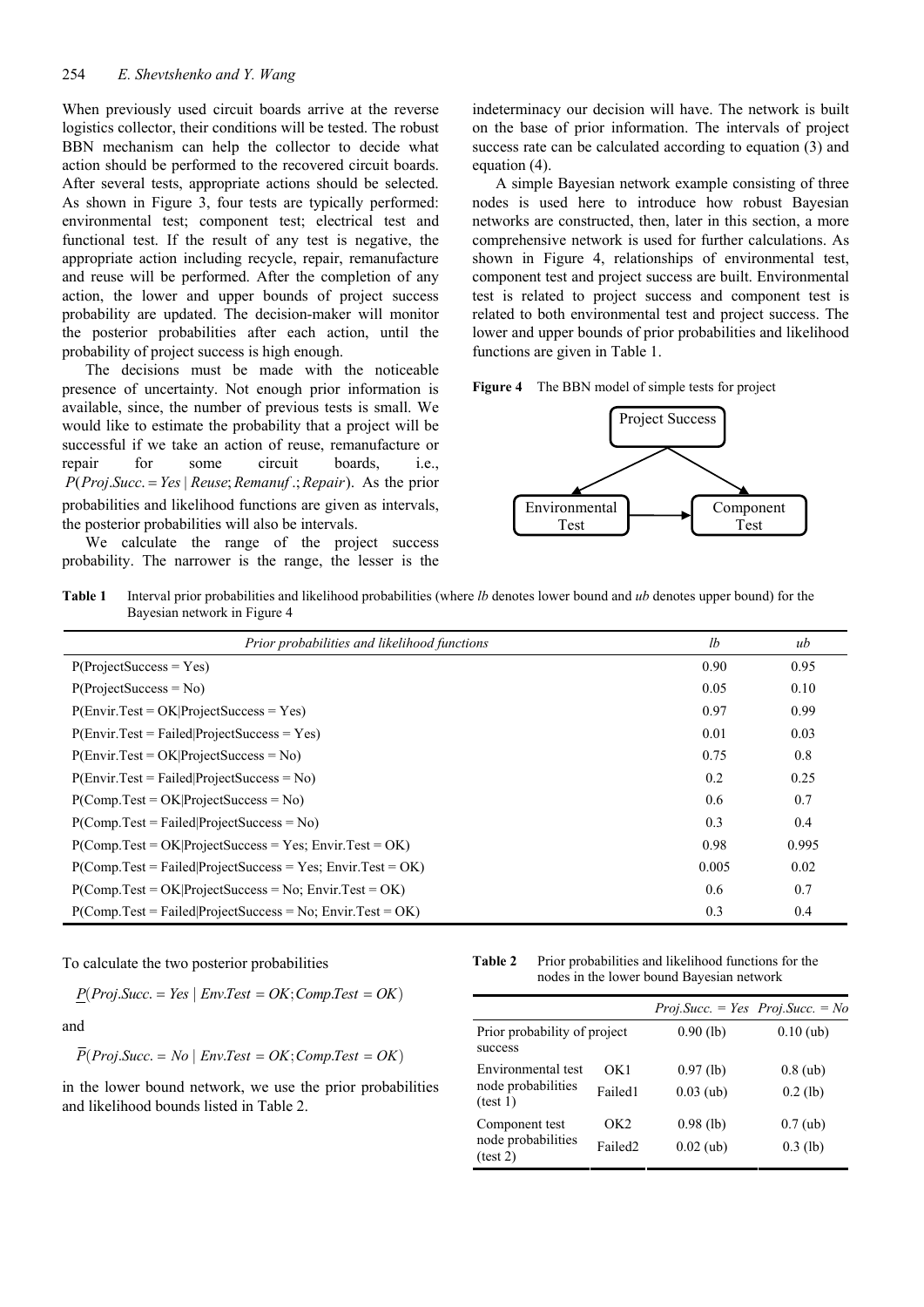When previously used circuit boards arrive at the reverse logistics collector, their conditions will be tested. The robust BBN mechanism can help the collector to decide what action should be performed to the recovered circuit boards. After several tests, appropriate actions should be selected. As shown in Figure 3, four tests are typically performed: environmental test; component test; electrical test and functional test. If the result of any test is negative, the appropriate action including recycle, repair, remanufacture and reuse will be performed. After the completion of any action, the lower and upper bounds of project success probability are updated. The decision-maker will monitor the posterior probabilities after each action, until the probability of project success is high enough.

The decisions must be made with the noticeable presence of uncertainty. Not enough prior information is available, since, the number of previous tests is small. We would like to estimate the probability that a project will be successful if we take an action of reuse, remanufacture or repair for some circuit boards, i.e., $P(Proj.Succ. = Yes \mid Reuse; Remanuf.; Repair)$. As the prior probabilities and likelihood functions are given as intervals, the posterior probabilities will also be intervals.

We calculate the range of the project success probability. The narrower is the range, the lesser is the indeterminacy our decision will have. The network is built on the base of prior information. The intervals of project success rate can be calculated according to equation (3) and equation (4).

A simple Bayesian network example consisting of three nodes is used here to introduce how robust Bayesian networks are constructed, then, later in this section, a more comprehensive network is used for further calculations. As shown in Figure 4, relationships of environmental test, component test and project success are built. Environmental test is related to project success and component test is related to both environmental test and project success. The lower and upper bounds of prior probabilities and likelihood functions are given in Table 1.

**Figure 4** The BBN model of simple tests for project

**Table 1** Interval prior probabilities and likelihood probabilities (where *lb* denotes lower bound and *ub* denotes upper bound) for the Bayesian network in Figure 4

| *Prior probabilities and likelihood functions* | *lb* | *ub* |
|---|---|---|
| P(ProjectSuccess = Yes) | 0.90 | 0.95 |
| P(ProjectSuccess = No) | 0.05 | 0.10 |
| P(Envir.Test = OK\|ProjectSuccess = Yes) | 0.97 | 0.99 |
| P(Envir.Test = Failed\|ProjectSuccess = Yes) | 0.01 | 0.03 |
| P(Envir.Test = OK\|ProjectSuccess = No) | 0.75 | 0.8 |
| P(Envir.Test = Failed\|ProjectSuccess = No) | 0.2 | 0.25 |
| P(Comp.Test = OK\|ProjectSuccess = No) | 0.6 | 0.7 |
| P(Comp.Test = Failed\|ProjectSuccess = No) | 0.3 | 0.4 |
| P(Comp.Test = OK\|ProjectSuccess = Yes; Envir.Test = OK) | 0.98 | 0.995 |
| P(Comp.Test = Failed\|ProjectSuccess = Yes; Envir.Test = OK) | 0.005 | 0.02 |
| P(Comp.Test = OK\|ProjectSuccess = No; Envir.Test = OK) | 0.6 | 0.7 |
| P(Comp.Test = Failed\|ProjectSuccess = No; Envir.Test = OK) | 0.3 | 0.4 |

To calculate the two posterior probabilities

$$\underline{P}(Proj.Succ. = Yes \mid Env.Test = OK; Comp.Test = OK)$$

and

$$\overline{P}(Proj.Succ. = No \mid Env.Test = OK; Comp.Test = OK)$$

in the lower bound network, we use the prior probabilities and likelihood bounds listed in Table 2.

**Table 2** Prior probabilities and likelihood functions for the nodes in the lower bound Bayesian network

| | | *Proj.Succ. = Yes* | *Proj.Succ. = No* |
|---|---|---|---|
| Prior probability of project success | | 0.90 (lb) | 0.10 (ub) |
| Environmental test node probabilities (test 1) | OK1 | 0.97 (lb) | 0.8 (ub) |
| | Failed1 | 0.03 (ub) | 0.2 (lb) |
| Component test node probabilities (test 2) | OK2 | 0.98 (lb) | 0.7 (ub) |
| | Failed2 | 0.02 (ub) | 0.3 (lb) |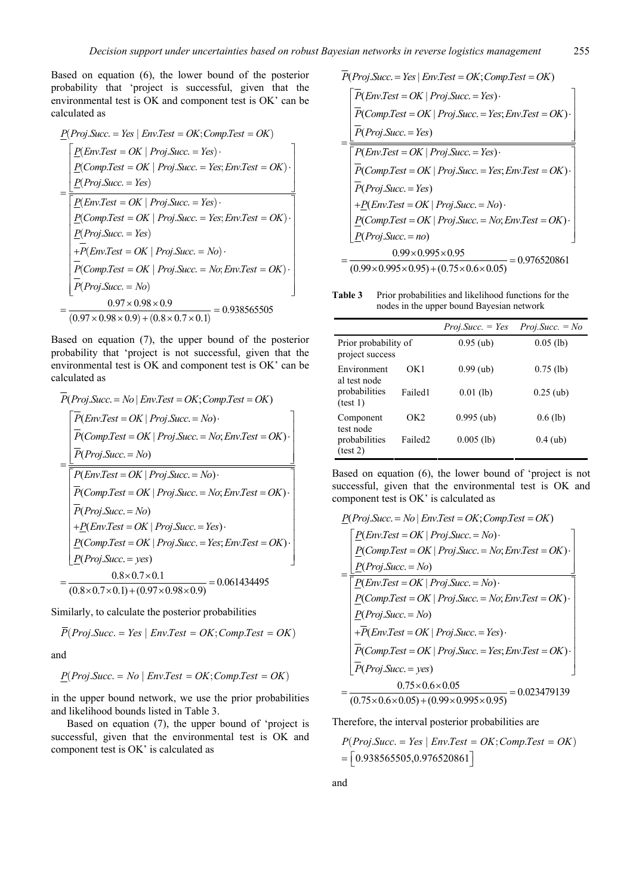Based on equation (6), the lower bound of the posterior probability that 'project is successful, given that the environmental test is OK and component test is OK' can be calculated as

$$
\begin{aligned}
&\underline{P}(Proj.Succ.=Yes \mid Env.Test=OK;Comp.Test=OK) \\
&= \frac{\left[\begin{array}{l}\underline{P}(Env.Test=OK \mid Proj.Succ.=Yes)\cdot \\ \underline{P}(Comp.Test=OK \mid Proj.Succ.=Yes;Env.Test=OK)\cdot \\ \underline{P}(Proj.Succ.=Yes)\end{array}\right]}{\left[\begin{array}{l}\underline{P}(Env.Test=OK \mid Proj.Succ.=Yes)\cdot \\ \underline{P}(Comp.Test=OK \mid Proj.Succ.=Yes;Env.Test=OK)\cdot \\ \underline{P}(Proj.Succ.=Yes) \\ +\overline{P}(Env.Test=OK \mid Proj.Succ.=No)\cdot \\ \overline{P}(Comp.Test=OK \mid Proj.Succ.=No;Env.Test=OK)\cdot \\ \overline{P}(Proj.Succ.=No)\end{array}\right]} \\
&= \frac{0.97\times 0.98\times 0.9}{(0.97\times 0.98\times 0.9)+(0.8\times 0.7\times 0.1)} = 0.938565505
\end{aligned}
$$

Based on equation (7), the upper bound of the posterior probability that 'project is not successful, given that the environmental test is OK and component test is OK' can be calculated as

$$
\begin{aligned}
&\overline{P}(Proj.Succ.=No \mid Env.Test=OK;Comp.Test=OK) \\
&= \frac{\left[\begin{array}{l}\overline{P}(Env.Test=OK \mid Proj.Succ.=No)\cdot \\ \overline{P}(Comp.Test=OK \mid Proj.Succ.=No;Env.Test=OK)\cdot \\ \overline{P}(Proj.Succ.=No)\end{array}\right]}{\left[\begin{array}{l}\overline{P}(Env.Test=OK \mid Proj.Succ.=No)\cdot \\ \overline{P}(Comp.Test=OK \mid Proj.Succ.=No;Env.Test=OK)\cdot \\ \overline{P}(Proj.Succ.=No) \\ +\underline{P}(Env.Test=OK \mid Proj.Succ.=Yes)\cdot \\ \underline{P}(Comp.Test=OK \mid Proj.Succ.=Yes;Env.Test=OK)\cdot \\ \underline{P}(Proj.Succ.=yes)\end{array}\right]} \\
&= \frac{0.8\times 0.7\times 0.1}{(0.8\times 0.7\times 0.1)+(0.97\times 0.98\times 0.9)} = 0.061434495
\end{aligned}
$$

Similarly, to calculate the posterior probabilities

$$\overline{P}(Proj.Succ.=Yes \mid Env.Test=OK;Comp.Test=OK)$$

and

$$\underline{P}(Proj.Succ.=No \mid Env.Test=OK;Comp.Test=OK)$$

in the upper bound network, we use the prior probabilities and likelihood bounds listed in Table 3.

Based on equation (7), the upper bound of 'project is successful, given that the environmental test is OK and component test is OK' is calculated as

$$
\begin{aligned}
&\overline{P}(Proj.Succ.=Yes \mid Env.Test=OK;Comp.Test=OK) \\
&= \frac{\left[\begin{array}{l}\overline{P}(Env.Test=OK \mid Proj.Succ.=Yes)\cdot \\ \overline{P}(Comp.Test=OK \mid Proj.Succ.=Yes;Env.Test=OK)\cdot \\ \overline{P}(Proj.Succ.=Yes)\end{array}\right]}{\left[\begin{array}{l}\overline{P}(Env.Test=OK \mid Proj.Succ.=Yes)\cdot \\ \overline{P}(Comp.Test=OK \mid Proj.Succ.=Yes;Env.Test=OK)\cdot \\ \overline{P}(Proj.Succ.=Yes) \\ +\underline{P}(Env.Test=OK \mid Proj.Succ.=No)\cdot \\ \underline{P}(Comp.Test=OK \mid Proj.Succ.=No;Env.Test=OK)\cdot \\ \underline{P}(Proj.Succ.=no)\end{array}\right]} \\
&= \frac{0.99\times 0.995\times 0.95}{(0.99\times 0.995\times 0.95)+(0.75\times 0.6\times 0.05)} = 0.976520861
\end{aligned}
$$

**Table 3** Prior probabilities and likelihood functions for the nodes in the upper bound Bayesian network

| | | *Proj.Succ. = Yes* | *Proj.Succ. = No* |
|---|---|---|---|
| Prior probability of project success | | 0.95 (ub) | 0.05 (lb) |
| Environmental test node probabilities (test 1) | OK1 | 0.99 (ub) | 0.75 (lb) |
| | Failed1 | 0.01 (lb) | 0.25 (ub) |
| Component test node probabilities (test 2) | OK2 | 0.995 (ub) | 0.6 (lb) |
| | Failed2 | 0.005 (lb) | 0.4 (ub) |

Based on equation (6), the lower bound of 'project is not successful, given that the environmental test is OK and component test is OK' is calculated as

$$
\begin{aligned}
&\underline{P}(Proj.Succ.=No \mid Env.Test=OK;Comp.Test=OK) \\
&= \frac{\left[\begin{array}{l}\underline{P}(Env.Test=OK \mid Proj.Succ.=No)\cdot \\ \underline{P}(Comp.Test=OK \mid Proj.Succ.=No;Env.Test=OK)\cdot \\ \underline{P}(Proj.Succ.=No)\end{array}\right]}{\left[\begin{array}{l}\underline{P}(Env.Test=OK \mid Proj.Succ.=No)\cdot \\ \underline{P}(Comp.Test=OK \mid Proj.Succ.=No;Env.Test=OK)\cdot \\ \underline{P}(Proj.Succ.=No) \\ +\overline{P}(Env.Test=OK \mid Proj.Succ.=Yes)\cdot \\ \overline{P}(Comp.Test=OK \mid Proj.Succ.=Yes;Env.Test=OK)\cdot \\ \overline{P}(Proj.Succ.=yes)\end{array}\right]} \\
&= \frac{0.75\times 0.6\times 0.05}{(0.75\times 0.6\times 0.05)+(0.99\times 0.995\times 0.95)} = 0.023479139
\end{aligned}
$$

Therefore, the interval posterior probabilities are

$$
\begin{aligned}
&P(Proj.Succ.=Yes \mid Env.Test=OK;Comp.Test=OK) \\
&= \left[0.938565505, 0.976520861\right]
\end{aligned}
$$

and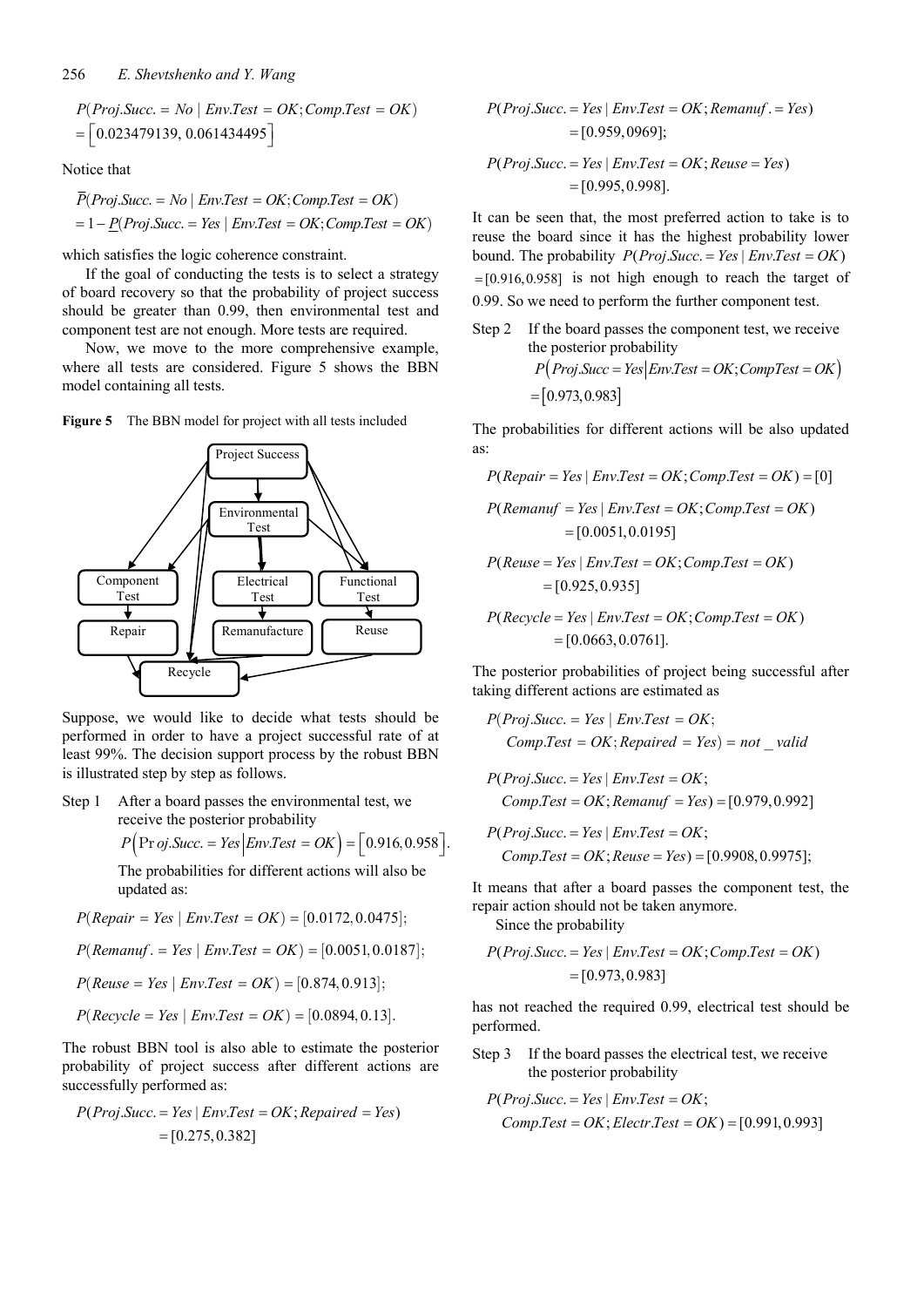$$P(Proj.Succ. = No \mid Env.Test = OK; Comp.Test = OK)$$
$$= \left[0.023479139, 0.061434495\right]$$

Notice that

$$\bar{P}(Proj.Succ. = No \mid Env.Test = OK; Comp.Test = OK)$$
$$= 1 - \underline{P}(Proj.Succ. = Yes \mid Env.Test = OK; Comp.Test = OK)$$

which satisfies the logic coherence constraint.

If the goal of conducting the tests is to select a strategy of board recovery so that the probability of project success should be greater than 0.99, then environmental test and component test are not enough. More tests are required.

Now, we move to the more comprehensive example, where all tests are considered. Figure 5 shows the BBN model containing all tests.

**Figure 5** The BBN model for project with all tests included

Suppose, we would like to decide what tests should be performed in order to have a project successful rate of at least 99%. The decision support process by the robust BBN is illustrated step by step as follows.

Step 1 After a board passes the environmental test, we receive the posterior probability

$$P\left(Proj.Succ. = Yes \middle| Env.Test = OK\right) = \left[0.916, 0.958\right].$$

The probabilities for different actions will also be updated as:

$$P(Repair = Yes \mid Env.Test = OK) = [0.0172, 0.0475];$$

$$P(Remanuf. = Yes \mid Env.Test = OK) = [0.0051, 0.0187];$$

$$P(Reuse = Yes \mid Env.Test = OK) = [0.874, 0.913];$$

$$P(Recycle = Yes \mid Env.Test = OK) = [0.0894, 0.13].$$

The robust BBN tool is also able to estimate the posterior probability of project success after different actions are successfully performed as:

$$P(Proj.Succ. = Yes \mid Env.Test = OK; Repaired = Yes)$$
$$= [0.275, 0.382]$$

$$P(Proj.Succ. = Yes \mid Env.Test = OK; Remanuf. = Yes)$$
$$= [0.959, 0969];$$

$$P(Proj.Succ. = Yes \mid Env.Test = OK; Reuse = Yes)$$
$$= [0.995, 0.998].$$

It can be seen that, the most preferred action to take is to reuse the board since it has the highest probability lower bound. The probability $P(Proj.Succ. = Yes \mid Env.Test = OK)$ $= [0.916, 0.958]$ is not high enough to reach the target of 0.99. So we need to perform the further component test.

Step 2 If the board passes the component test, we receive the posterior probability

$$P\left(Proj.Succ = Yes \middle| Env.Test = OK; CompTest = OK\right)$$
$$= \left[0.973, 0.983\right]$$

The probabilities for different actions will be also updated as:

$$P(Repair = Yes \mid Env.Test = OK; Comp.Test = OK) = [0]$$

$$P(Remanuf = Yes \mid Env.Test = OK; Comp.Test = OK)$$
$$= [0.0051, 0.0195]$$

$$P(Reuse = Yes \mid Env.Test = OK; Comp.Test = OK)$$
$$= [0.925, 0.935]$$

$$P(Recycle = Yes \mid Env.Test = OK; Comp.Test = OK)$$
$$= [0.0663, 0.0761].$$

The posterior probabilities of project being successful after taking different actions are estimated as

$$P(Proj.Succ. = Yes \mid Env.Test = OK;$$
$$Comp.Test = OK; Repaired = Yes) = not\_valid$$

$$P(Proj.Succ. = Yes \mid Env.Test = OK;$$
$$Comp.Test = OK; Remanuf = Yes) = [0.979, 0.992]$$

$$P(Proj.Succ. = Yes \mid Env.Test = OK;$$
$$Comp.Test = OK; Reuse = Yes) = [0.9908, 0.9975];$$

It means that after a board passes the component test, the repair action should not be taken anymore.

Since the probability

$$P(Proj.Succ. = Yes \mid Env.Test = OK; Comp.Test = OK)$$
$$= [0.973, 0.983]$$

has not reached the required 0.99, electrical test should be performed.

Step 3 If the board passes the electrical test, we receive the posterior probability

$$P(Proj.Succ. = Yes \mid Env.Test = OK;$$
$$Comp.Test = OK; Electr.Test = OK) = [0.991, 0.993]$$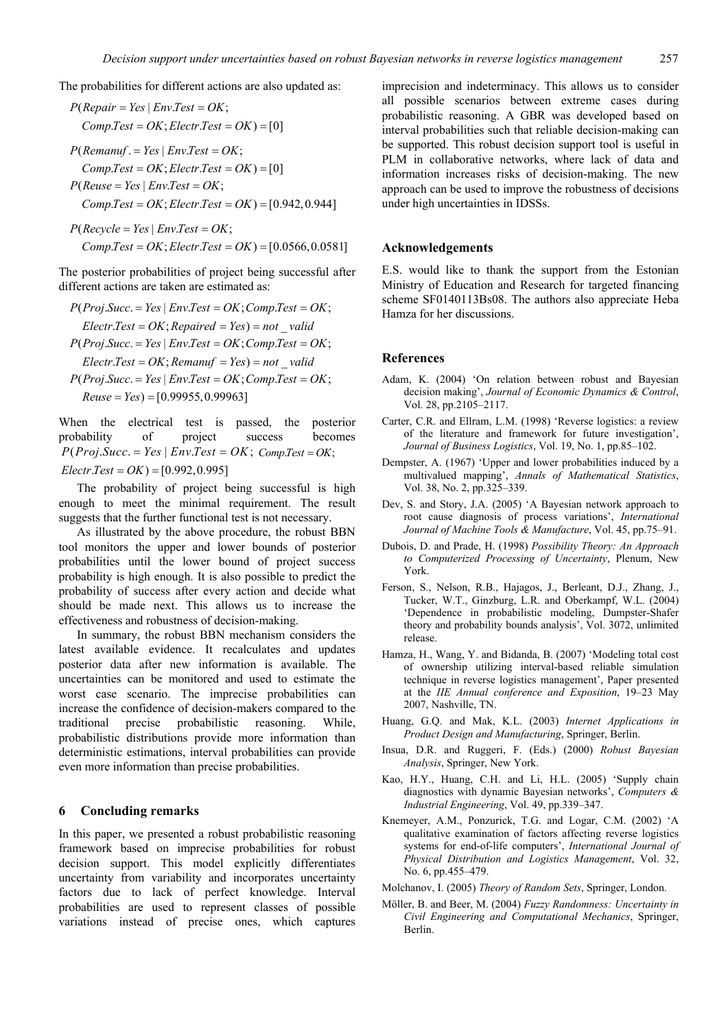The probabilities for different actions are also updated as:

$$P(Repair = Yes \mid Env.Test = OK;$$
$$Comp.Test = OK; Electr.Test = OK) = [0]$$

$$P(Remanuf. = Yes \mid Env.Test = OK;$$
$$Comp.Test = OK; Electr.Test = OK) = [0]$$

$$P(Reuse = Yes \mid Env.Test = OK;$$
$$Comp.Test = OK; Electr.Test = OK) = [0.942, 0.944]$$

$$P(Recycle = Yes \mid Env.Test = OK;$$
$$Comp.Test = OK; Electr.Test = OK) = [0.0566, 0.0581]$$

The posterior probabilities of project being successful after different actions are taken are estimated as:

$$P(Proj.Succ. = Yes \mid Env.Test = OK; Comp.Test = OK;$$
$$Electr.Test = OK; Repaired = Yes) = not\_valid$$

$$P(Proj.Succ. = Yes \mid Env.Test = OK; Comp.Test = OK;$$
$$Electr.Test = OK; Remanuf = Yes) = not\_valid$$

$$P(Proj.Succ. = Yes \mid Env.Test = OK; Comp.Test = OK;$$
$$Reuse = Yes) = [0.99955, 0.99963]$$

When the electrical test is passed, the posterior probability of project success becomes $P(Proj.Succ. = Yes \mid Env.Test = OK;\ Comp.Test = OK;$ $Electr.Test = OK) = [0.992, 0.995]$

The probability of project being successful is high enough to meet the minimal requirement. The result suggests that the further functional test is not necessary.

As illustrated by the above procedure, the robust BBN tool monitors the upper and lower bounds of posterior probabilities until the lower bound of project success probability is high enough. It is also possible to predict the probability of success after every action and decide what should be made next. This allows us to increase the effectiveness and robustness of decision-making.

In summary, the robust BBN mechanism considers the latest available evidence. It recalculates and updates posterior data after new information is available. The uncertainties can be monitored and used to estimate the worst case scenario. The imprecise probabilities can increase the confidence of decision-makers compared to the traditional precise probabilistic reasoning. While, probabilistic distributions provide more information than deterministic estimations, interval probabilities can provide even more information than precise probabilities.

## 6 Concluding remarks

In this paper, we presented a robust probabilistic reasoning framework based on imprecise probabilities for robust decision support. This model explicitly differentiates uncertainty from variability and incorporates uncertainty factors due to lack of perfect knowledge. Interval probabilities are used to represent classes of possible variations instead of precise ones, which captures imprecision and indeterminacy. This allows us to consider all possible scenarios between extreme cases during probabilistic reasoning. A GBR was developed based on interval probabilities such that reliable decision-making can be supported. This robust decision support tool is useful in PLM in collaborative networks, where lack of data and information increases risks of decision-making. The new approach can be used to improve the robustness of decisions under high uncertainties in IDSSs.

## Acknowledgements

E.S. would like to thank the support from the Estonian Ministry of Education and Research for targeted financing scheme SF0140113Bs08. The authors also appreciate Heba Hamza for her discussions.

## References

Adam, K. (2004) 'On relation between robust and Bayesian decision making', *Journal of Economic Dynamics & Control*, Vol. 28, pp.2105–2117.

Carter, C.R. and Ellram, L.M. (1998) 'Reverse logistics: a review of the literature and framework for future investigation', *Journal of Business Logistics*, Vol. 19, No. 1, pp.85–102.

Dempster, A. (1967) 'Upper and lower probabilities induced by a multivalued mapping', *Annals of Mathematical Statistics*, Vol. 38, No. 2, pp.325–339.

Dev, S. and Story, J.A. (2005) 'A Bayesian network approach to root cause diagnosis of process variations', *International Journal of Machine Tools & Manufacture*, Vol. 45, pp.75–91.

Dubois, D. and Prade, H. (1998) *Possibility Theory: An Approach to Computerized Processing of Uncertainty*, Plenum, New York.

Ferson, S., Nelson, R.B., Hajagos, J., Berleant, D.J., Zhang, J., Tucker, W.T., Ginzburg, L.R. and Oberkampf, W.L. (2004) 'Dependence in probabilistic modeling, Dumpster-Shafer theory and probability bounds analysis', Vol. 3072, unlimited release.

Hamza, H., Wang, Y. and Bidanda, B. (2007) 'Modeling total cost of ownership utilizing interval-based reliable simulation technique in reverse logistics management', Paper presented at the *IIE Annual conference and Exposition*, 19–23 May 2007, Nashville, TN.

Huang, G.Q. and Mak, K.L. (2003) *Internet Applications in Product Design and Manufacturing*, Springer, Berlin.

Insua, D.R. and Ruggeri, F. (Eds.) (2000) *Robust Bayesian Analysis*, Springer, New York.

Kao, H.Y., Huang, C.H. and Li, H.L. (2005) 'Supply chain diagnostics with dynamic Bayesian networks', *Computers & Industrial Engineering*, Vol. 49, pp.339–347.

Knemeyer, A.M., Ponzurick, T.G. and Logar, C.M. (2002) 'A qualitative examination of factors affecting reverse logistics systems for end-of-life computers', *International Journal of Physical Distribution and Logistics Management*, Vol. 32, No. 6, pp.455–479.

Molchanov, I. (2005) *Theory of Random Sets*, Springer, London.

Möller, B. and Beer, M. (2004) *Fuzzy Randomness: Uncertainty in Civil Engineering and Computational Mechanics*, Springer, Berlin.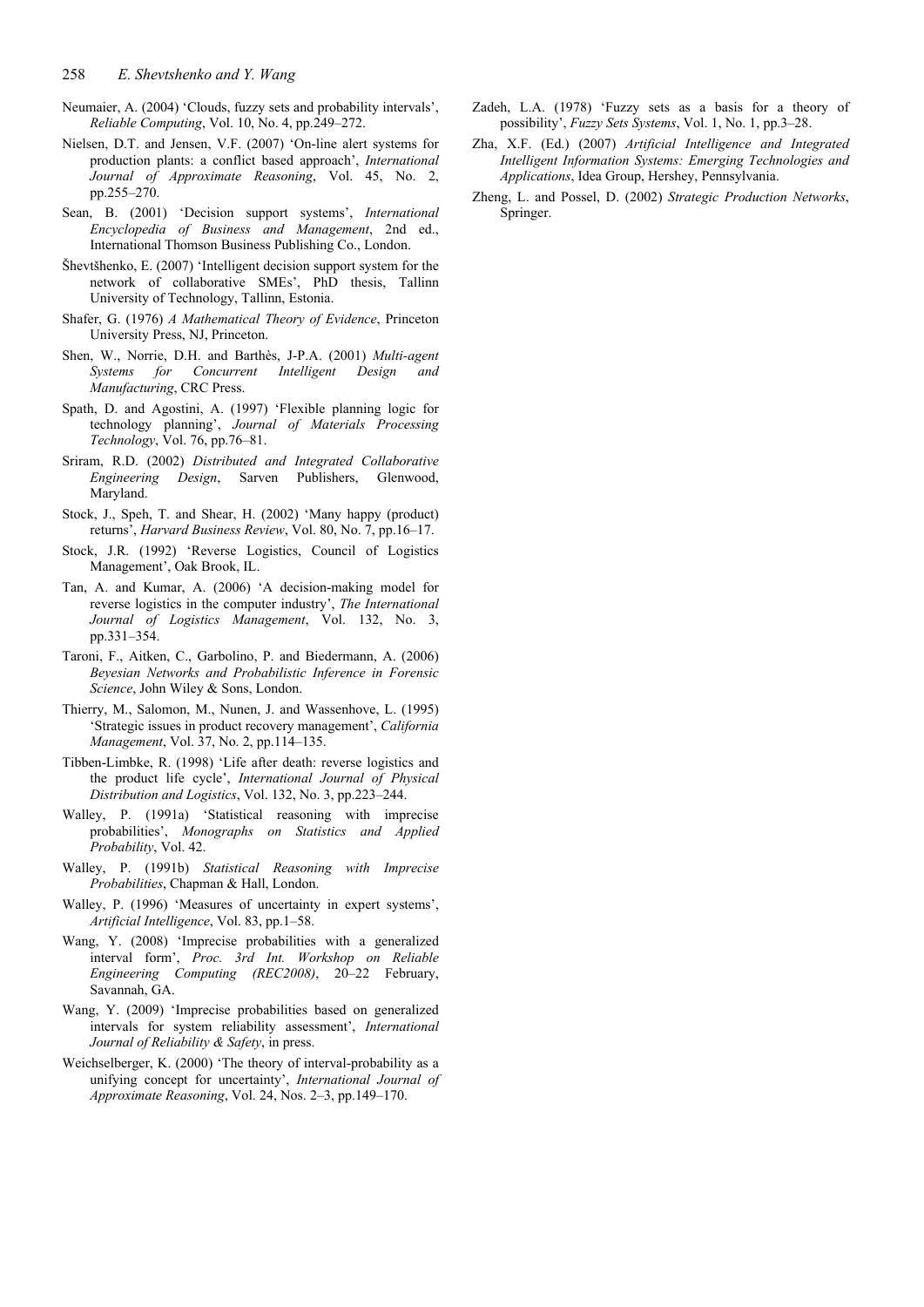Neumaier, A. (2004) 'Clouds, fuzzy sets and probability intervals', *Reliable Computing*, Vol. 10, No. 4, pp.249–272.

Nielsen, D.T. and Jensen, V.F. (2007) 'On-line alert systems for production plants: a conflict based approach', *International Journal of Approximate Reasoning*, Vol. 45, No. 2, pp.255–270.

Sean, B. (2001) 'Decision support systems', *International Encyclopedia of Business and Management*, 2nd ed., International Thomson Business Publishing Co., London.

Ševtšhenko, E. (2007) 'Intelligent decision support system for the network of collaborative SMEs', PhD thesis, Tallinn University of Technology, Tallinn, Estonia.

Shafer, G. (1976) *A Mathematical Theory of Evidence*, Princeton University Press, NJ, Princeton.

Shen, W., Norrie, D.H. and Barthès, J-P.A. (2001) *Multi-agent Systems for Concurrent Intelligent Design and Manufacturing*, CRC Press.

Spath, D. and Agostini, A. (1997) 'Flexible planning logic for technology planning', *Journal of Materials Processing Technology*, Vol. 76, pp.76–81.

Sriram, R.D. (2002) *Distributed and Integrated Collaborative Engineering Design*, Sarven Publishers, Glenwood, Maryland.

Stock, J., Speh, T. and Shear, H. (2002) 'Many happy (product) returns', *Harvard Business Review*, Vol. 80, No. 7, pp.16–17.

Stock, J.R. (1992) 'Reverse Logistics, Council of Logistics Management', Oak Brook, IL.

Tan, A. and Kumar, A. (2006) 'A decision-making model for reverse logistics in the computer industry', *The International Journal of Logistics Management*, Vol. 132, No. 3, pp.331–354.

Taroni, F., Aitken, C., Garbolino, P. and Biedermann, A. (2006) *Beyesian Networks and Probabilistic Inference in Forensic Science*, John Wiley & Sons, London.

Thierry, M., Salomon, M., Nunen, J. and Wassenhove, L. (1995) 'Strategic issues in product recovery management', *California Management*, Vol. 37, No. 2, pp.114–135.

Tibben-Limbke, R. (1998) 'Life after death: reverse logistics and the product life cycle', *International Journal of Physical Distribution and Logistics*, Vol. 132, No. 3, pp.223–244.

Walley, P. (1991a) 'Statistical reasoning with imprecise probabilities', *Monographs on Statistics and Applied Probability*, Vol. 42.

Walley, P. (1991b) *Statistical Reasoning with Imprecise Probabilities*, Chapman & Hall, London.

Walley, P. (1996) 'Measures of uncertainty in expert systems', *Artificial Intelligence*, Vol. 83, pp.1–58.

Wang, Y. (2008) 'Imprecise probabilities with a generalized interval form', *Proc. 3rd Int. Workshop on Reliable Engineering Computing (REC2008)*, 20–22 February, Savannah, GA.

Wang, Y. (2009) 'Imprecise probabilities based on generalized intervals for system reliability assessment', *International Journal of Reliability & Safety*, in press.

Weichselberger, K. (2000) 'The theory of interval-probability as a unifying concept for uncertainty', *International Journal of Approximate Reasoning*, Vol. 24, Nos. 2–3, pp.149–170.

Zadeh, L.A. (1978) 'Fuzzy sets as a basis for a theory of possibility', *Fuzzy Sets Systems*, Vol. 1, No. 1, pp.3–28.

Zha, X.F. (Ed.) (2007) *Artificial Intelligence and Integrated Intelligent Information Systems: Emerging Technologies and Applications*, Idea Group, Hershey, Pennsylvania.

Zheng, L. and Possel, D. (2002) *Strategic Production Networks*, Springer.